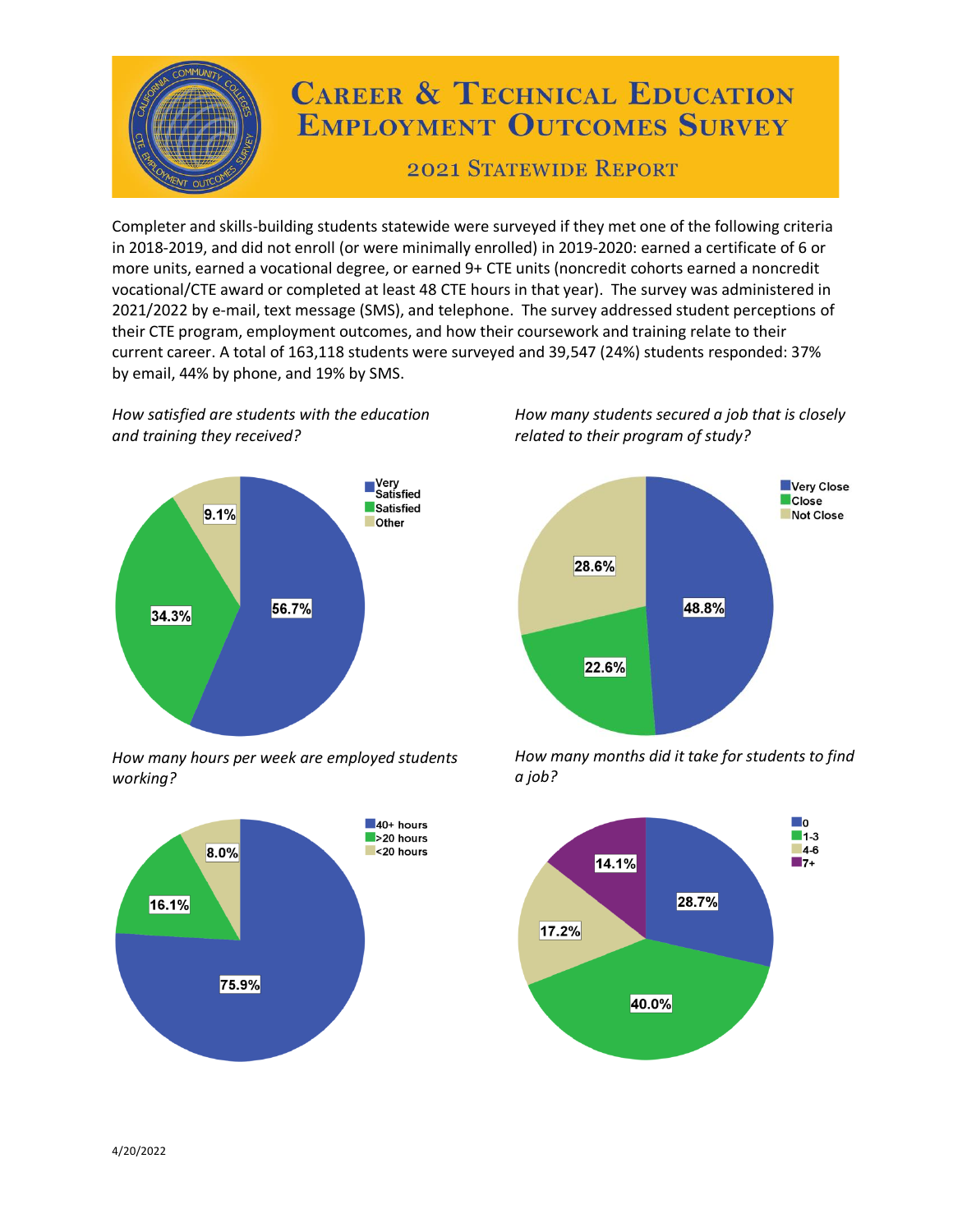# Career & Technical Education Employment Outcomes Survey

## 2021 Statewide Report

Completer and skills-building students statewide were surveyed if they met one of the following criteria in 2018-2019, and did not enroll (or were minimally enrolled) in 2019-2020: earned a certificate of 6 or more units, earned a vocational degree, or earned 9+ CTE units (noncredit cohorts earned a noncredit vocational/CTE award or completed at least 48 CTE hours in that year). The survey was administered in 2021/2022 by e-mail, text message (SMS), and telephone. The survey addressed student perceptions of their CTE program, employment outcomes, and how their coursework and training relate to their current career. A total of 163,118 students were surveyed and 39,547 (24%) students responded: 37% by email, 44% by phone, and 19% by SMS.

*How satisfied are students with the education and training they received?*

| Response | Percent |
|---|---|
| Very Satisfied | 56.7% |
| Satisfied | 34.3% |
| Other | 9.1% |

*How many students secured a job that is closely related to their program of study?*

| Response | Percent |
|---|---|
| Very Close | 48.8% |
| Close | 22.6% |
| Not Close | 28.6% |

*How many hours per week are employed students working?*

| Response | Percent |
|---|---|
| 40+ hours | 75.9% |
| >20 hours | 16.1% |
| <20 hours | 8.0% |

*How many months did it take for students to find a job?*

| Response | Percent |
|---|---|
| 0 | 28.7% |
| 1-3 | 40.0% |
| 4-6 | 17.2% |
| 7+ | 14.1% |

4/20/2022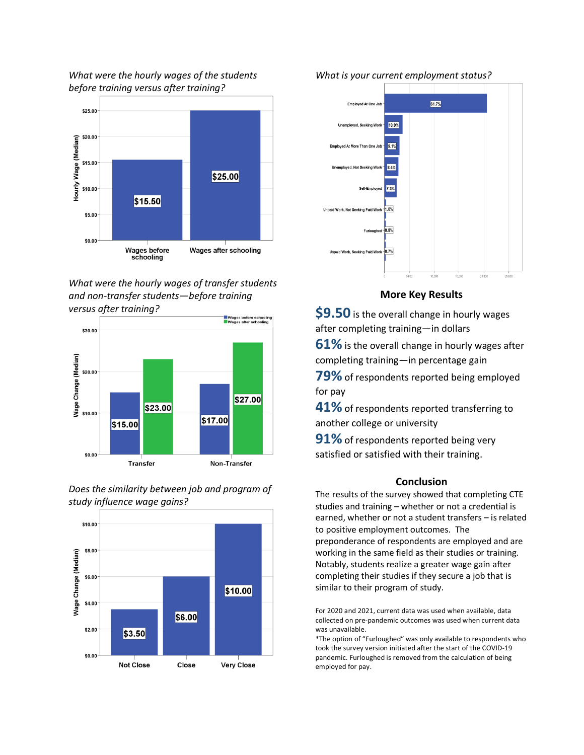*What were the hourly wages of the students before training versus after training?*

Hourly Wage (Median)

$25.00
$20.00
$15.00
$10.00
$5.00
$0.00

$15.50
$25.00

Wages before schooling
Wages after schooling

*What were the hourly wages of transfer students and non-transfer students—before training versus after training?*

Wages before schooling
Wages after schooling

Wage Change (Median)

$30.00
$20.00
$10.00
$0.00

$15.00
$23.00
$17.00
$27.00

Transfer
Non-Transfer

*Does the similarity between job and program of study influence wage gains?*

Wage Change (Median)

$10.00
$8.00
$6.00
$4.00
$2.00
$0.00

$3.50
$6.00
$10.00

Not Close
Close
Very Close

*What is your current employment status?*

Employed At One Job 61.7%
Unemployed, Seeking Work 10.9%
Employed At More Than One Job 9.1%
Unemployed, Not Seeking Work 8.4%
Self-Employed 7.3%
Unpaid Work, Not Seeking Paid Work 1.0%
Furloughed 0.8%
Unpaid Work, Seeking Paid Work 0.7%

0
5,000
10,000
15,000
20,000
25,000

## More Key Results

**$9.50** is the overall change in hourly wages after completing training—in dollars

**61%** is the overall change in hourly wages after completing training—in percentage gain

**79%** of respondents reported being employed for pay

**41%** of respondents reported transferring to another college or university

**91%** of respondents reported being very satisfied or satisfied with their training.

## Conclusion

The results of the survey showed that completing CTE studies and training – whether or not a credential is earned, whether or not a student transfers – is related to positive employment outcomes. The preponderance of respondents are employed and are working in the same field as their studies or training. Notably, students realize a greater wage gain after completing their studies if they secure a job that is similar to their program of study.

For 2020 and 2021, current data was used when available, data collected on pre-pandemic outcomes was used when current data was unavailable.

*The option of "Furloughed" was only available to respondents who took the survey version initiated after the start of the COVID-19 pandemic. Furloughed is removed from the calculation of being employed for pay.